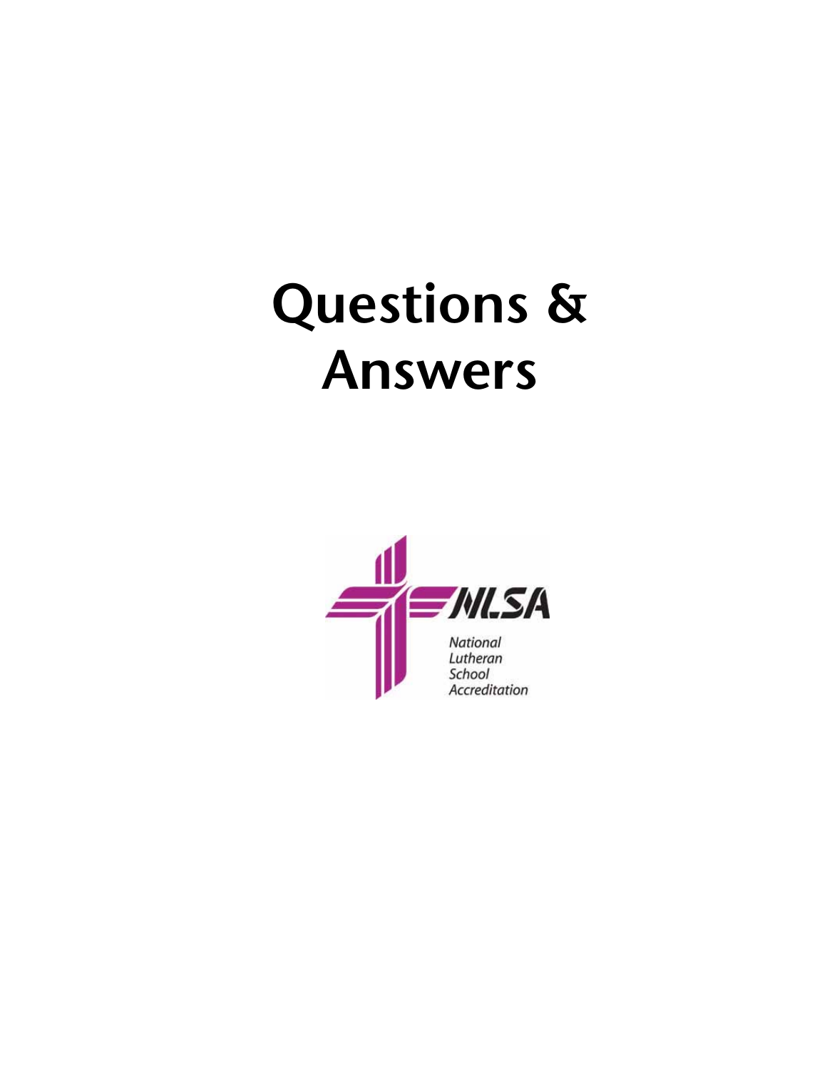# Questions & Answers

NLSA

National Lutheran School Accreditation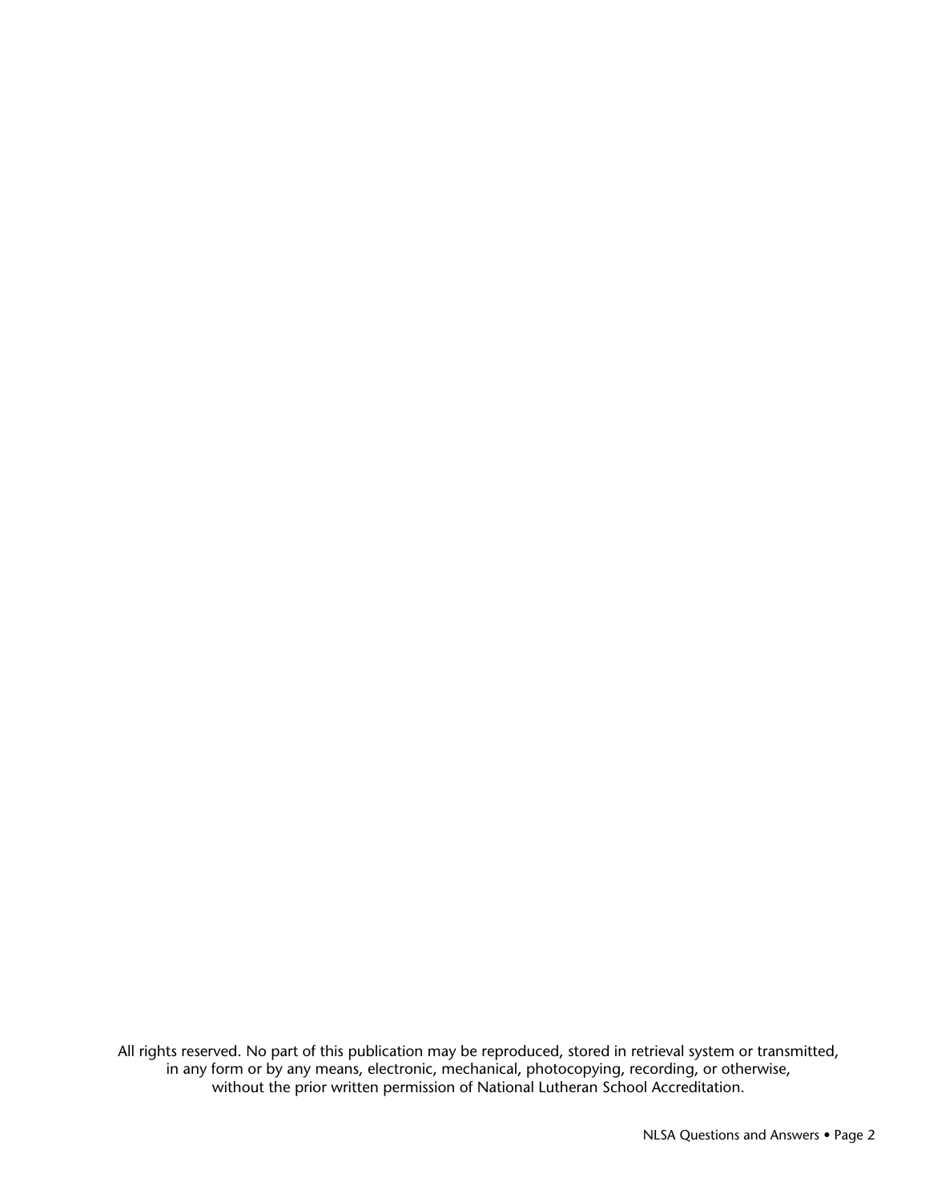All rights reserved. No part of this publication may be reproduced, stored in retrieval system or transmitted, in any form or by any means, electronic, mechanical, photocopying, recording, or otherwise, without the prior written permission of National Lutheran School Accreditation.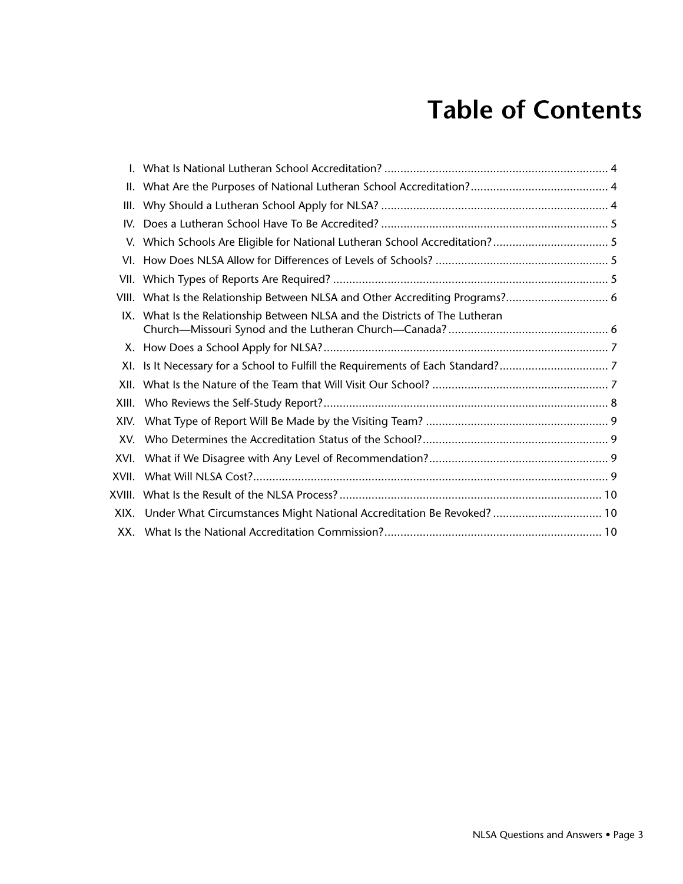# Table of Contents

I. What Is National Lutheran School Accreditation? ..... 4

II. What Are the Purposes of National Lutheran School Accreditation? ..... 4

III. Why Should a Lutheran School Apply for NLSA? ..... 4

IV. Does a Lutheran School Have To Be Accredited? ..... 5

V. Which Schools Are Eligible for National Lutheran School Accreditation? ..... 5

VI. How Does NLSA Allow for Differences of Levels of Schools? ..... 5

VII. Which Types of Reports Are Required? ..... 5

VIII. What Is the Relationship Between NLSA and Other Accrediting Programs? ..... 6

IX. What Is the Relationship Between NLSA and the Districts of The Lutheran Church—Missouri Synod and the Lutheran Church—Canada? ..... 6

X. How Does a School Apply for NLSA? ..... 7

XI. Is It Necessary for a School to Fulfill the Requirements of Each Standard? ..... 7

XII. What Is the Nature of the Team that Will Visit Our School? ..... 7

XIII. Who Reviews the Self-Study Report? ..... 8

XIV. What Type of Report Will Be Made by the Visiting Team? ..... 9

XV. Who Determines the Accreditation Status of the School? ..... 9

XVI. What if We Disagree with Any Level of Recommendation? ..... 9

XVII. What Will NLSA Cost? ..... 9

XVIII. What Is the Result of the NLSA Process? ..... 10

XIX. Under What Circumstances Might National Accreditation Be Revoked? ..... 10

XX. What Is the National Accreditation Commission? ..... 10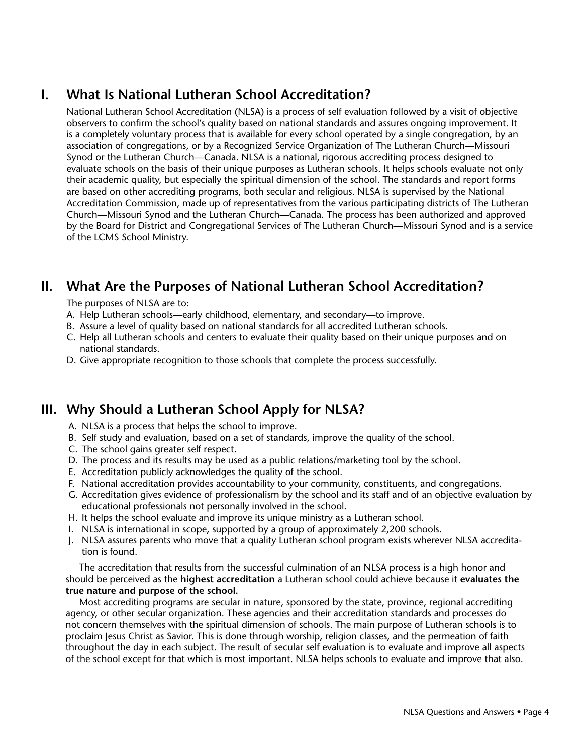## I. What Is National Lutheran School Accreditation?

National Lutheran School Accreditation (NLSA) is a process of self evaluation followed by a visit of objective observers to confirm the school's quality based on national standards and assures ongoing improvement. It is a completely voluntary process that is available for every school operated by a single congregation, by an association of congregations, or by a Recognized Service Organization of The Lutheran Church—Missouri Synod or the Lutheran Church—Canada. NLSA is a national, rigorous accrediting process designed to evaluate schools on the basis of their unique purposes as Lutheran schools. It helps schools evaluate not only their academic quality, but especially the spiritual dimension of the school. The standards and report forms are based on other accrediting programs, both secular and religious. NLSA is supervised by the National Accreditation Commission, made up of representatives from the various participating districts of The Lutheran Church—Missouri Synod and the Lutheran Church—Canada. The process has been authorized and approved by the Board for District and Congregational Services of The Lutheran Church—Missouri Synod and is a service of the LCMS School Ministry.

## II. What Are the Purposes of National Lutheran School Accreditation?

The purposes of NLSA are to:

A. Help Lutheran schools—early childhood, elementary, and secondary—to improve.
B. Assure a level of quality based on national standards for all accredited Lutheran schools.
C. Help all Lutheran schools and centers to evaluate their quality based on their unique purposes and on national standards.
D. Give appropriate recognition to those schools that complete the process successfully.

## III. Why Should a Lutheran School Apply for NLSA?

A. NLSA is a process that helps the school to improve.
B. Self study and evaluation, based on a set of standards, improve the quality of the school.
C. The school gains greater self respect.
D. The process and its results may be used as a public relations/marketing tool by the school.
E. Accreditation publicly acknowledges the quality of the school.
F. National accreditation provides accountability to your community, constituents, and congregations.
G. Accreditation gives evidence of professionalism by the school and its staff and of an objective evaluation by educational professionals not personally involved in the school.
H. It helps the school evaluate and improve its unique ministry as a Lutheran school.
I. NLSA is international in scope, supported by a group of approximately 2,200 schools.
J. NLSA assures parents who move that a quality Lutheran school program exists wherever NLSA accreditation is found.

The accreditation that results from the successful culmination of an NLSA process is a high honor and should be perceived as the **highest accreditation** a Lutheran school could achieve because it **evaluates the true nature and purpose of the school.**

Most accrediting programs are secular in nature, sponsored by the state, province, regional accrediting agency, or other secular organization. These agencies and their accreditation standards and processes do not concern themselves with the spiritual dimension of schools. The main purpose of Lutheran schools is to proclaim Jesus Christ as Savior. This is done through worship, religion classes, and the permeation of faith throughout the day in each subject. The result of secular self evaluation is to evaluate and improve all aspects of the school except for that which is most important. NLSA helps schools to evaluate and improve that also.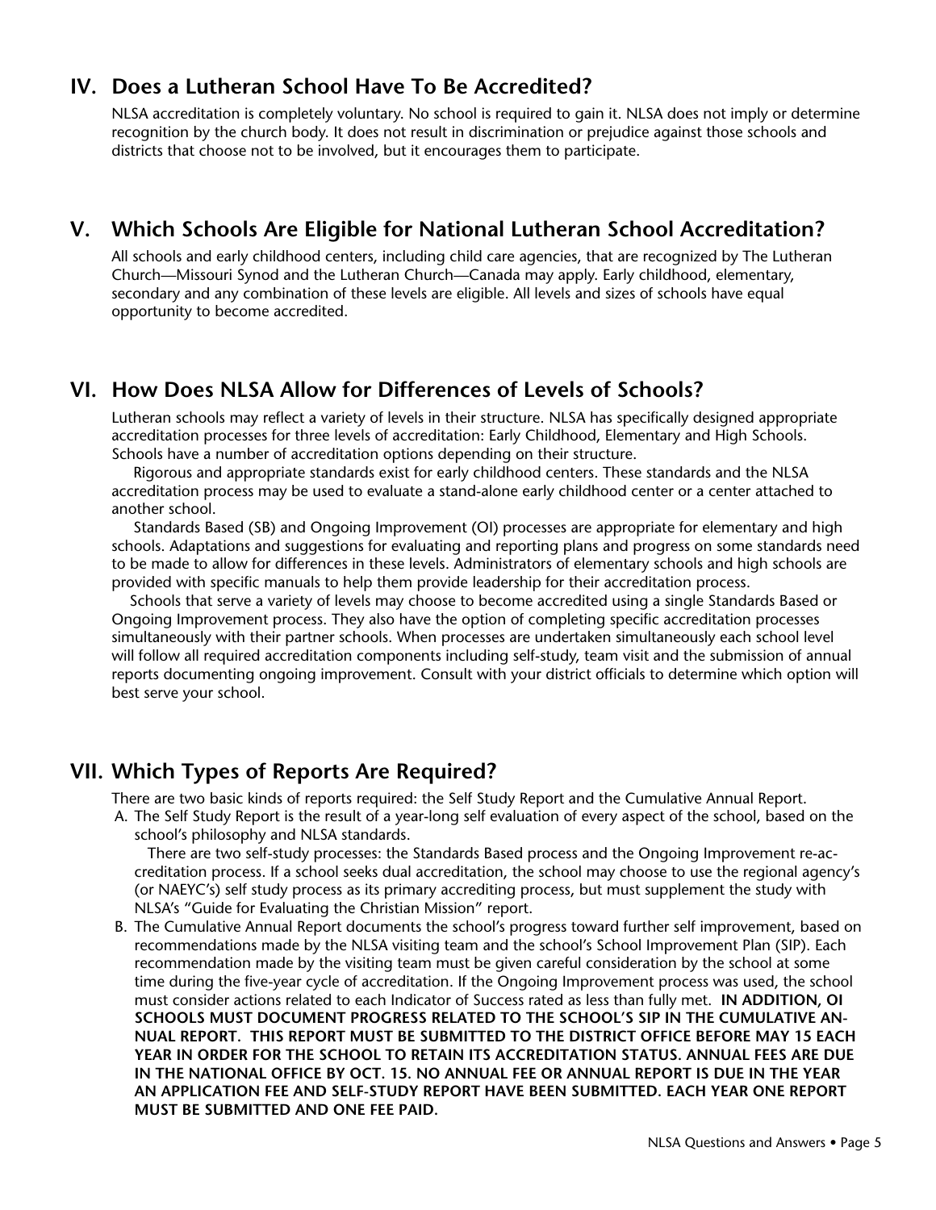## IV. Does a Lutheran School Have To Be Accredited?

NLSA accreditation is completely voluntary. No school is required to gain it. NLSA does not imply or determine recognition by the church body. It does not result in discrimination or prejudice against those schools and districts that choose not to be involved, but it encourages them to participate.

## V. Which Schools Are Eligible for National Lutheran School Accreditation?

All schools and early childhood centers, including child care agencies, that are recognized by The Lutheran Church—Missouri Synod and the Lutheran Church—Canada may apply. Early childhood, elementary, secondary and any combination of these levels are eligible. All levels and sizes of schools have equal opportunity to become accredited.

## VI. How Does NLSA Allow for Differences of Levels of Schools?

Lutheran schools may reflect a variety of levels in their structure. NLSA has specifically designed appropriate accreditation processes for three levels of accreditation: Early Childhood, Elementary and High Schools. Schools have a number of accreditation options depending on their structure.

Rigorous and appropriate standards exist for early childhood centers. These standards and the NLSA accreditation process may be used to evaluate a stand-alone early childhood center or a center attached to another school.

Standards Based (SB) and Ongoing Improvement (OI) processes are appropriate for elementary and high schools. Adaptations and suggestions for evaluating and reporting plans and progress on some standards need to be made to allow for differences in these levels. Administrators of elementary schools and high schools are provided with specific manuals to help them provide leadership for their accreditation process.

Schools that serve a variety of levels may choose to become accredited using a single Standards Based or Ongoing Improvement process. They also have the option of completing specific accreditation processes simultaneously with their partner schools. When processes are undertaken simultaneously each school level will follow all required accreditation components including self-study, team visit and the submission of annual reports documenting ongoing improvement. Consult with your district officials to determine which option will best serve your school.

## VII. Which Types of Reports Are Required?

There are two basic kinds of reports required: the Self Study Report and the Cumulative Annual Report.

A. The Self Study Report is the result of a year-long self evaluation of every aspect of the school, based on the school's philosophy and NLSA standards.

   There are two self-study processes: the Standards Based process and the Ongoing Improvement re-accreditation process. If a school seeks dual accreditation, the school may choose to use the regional agency's (or NAEYC's) self study process as its primary accrediting process, but must supplement the study with NLSA's "Guide for Evaluating the Christian Mission" report.

B. The Cumulative Annual Report documents the school's progress toward further self improvement, based on recommendations made by the NLSA visiting team and the school's School Improvement Plan (SIP). Each recommendation made by the visiting team must be given careful consideration by the school at some time during the five-year cycle of accreditation. If the Ongoing Improvement process was used, the school must consider actions related to each Indicator of Success rated as less than fully met. **IN ADDITION, OI SCHOOLS MUST DOCUMENT PROGRESS RELATED TO THE SCHOOL'S SIP IN THE CUMULATIVE ANNUAL REPORT. THIS REPORT MUST BE SUBMITTED TO THE DISTRICT OFFICE BEFORE MAY 15 EACH YEAR IN ORDER FOR THE SCHOOL TO RETAIN ITS ACCREDITATION STATUS. ANNUAL FEES ARE DUE IN THE NATIONAL OFFICE BY OCT. 15. NO ANNUAL FEE OR ANNUAL REPORT IS DUE IN THE YEAR AN APPLICATION FEE AND SELF-STUDY REPORT HAVE BEEN SUBMITTED. EACH YEAR ONE REPORT MUST BE SUBMITTED AND ONE FEE PAID.**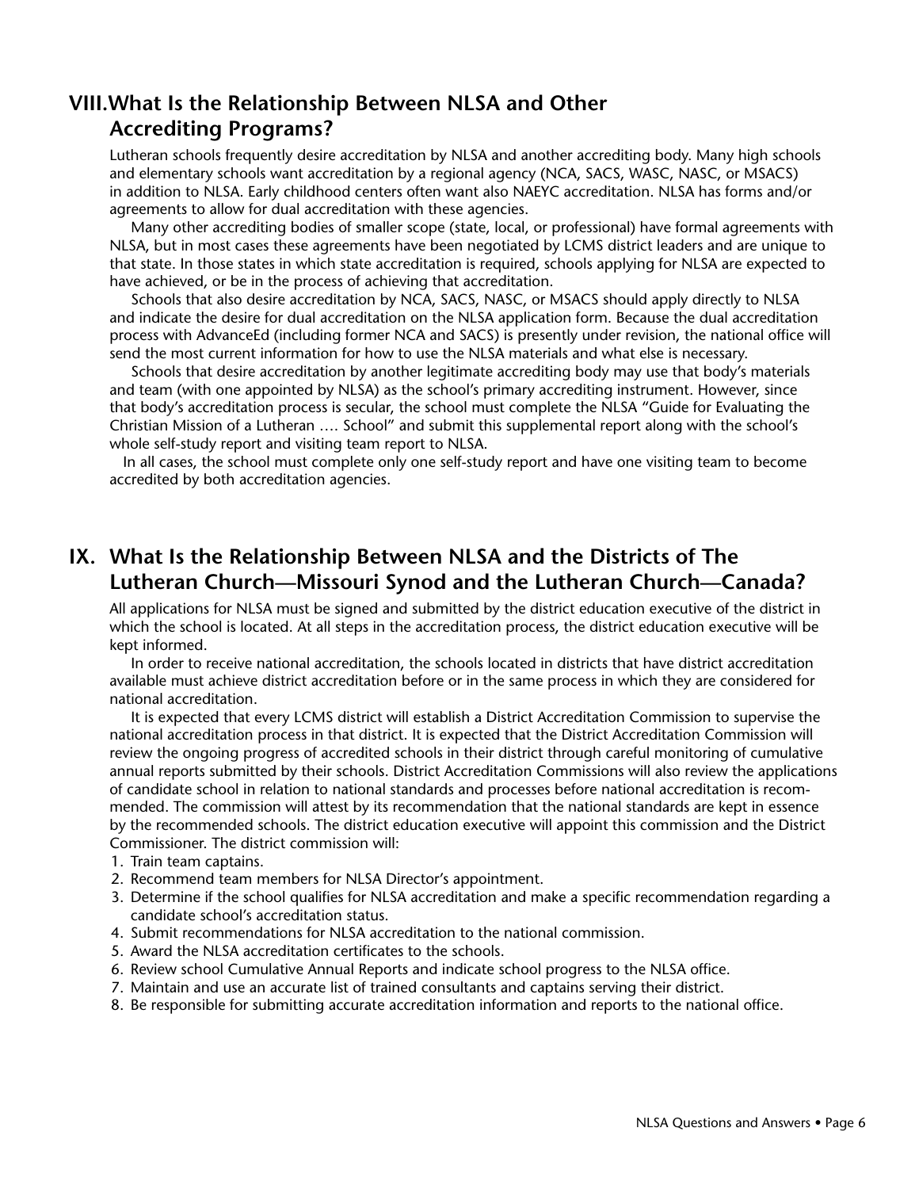## VIII. What Is the Relationship Between NLSA and Other Accrediting Programs?

Lutheran schools frequently desire accreditation by NLSA and another accrediting body. Many high schools and elementary schools want accreditation by a regional agency (NCA, SACS, WASC, NASC, or MSACS) in addition to NLSA. Early childhood centers often want also NAEYC accreditation. NLSA has forms and/or agreements to allow for dual accreditation with these agencies.

Many other accrediting bodies of smaller scope (state, local, or professional) have formal agreements with NLSA, but in most cases these agreements have been negotiated by LCMS district leaders and are unique to that state. In those states in which state accreditation is required, schools applying for NLSA are expected to have achieved, or be in the process of achieving that accreditation.

Schools that also desire accreditation by NCA, SACS, NASC, or MSACS should apply directly to NLSA and indicate the desire for dual accreditation on the NLSA application form. Because the dual accreditation process with AdvancEd (including former NCA and SACS) is presently under revision, the national office will send the most current information for how to use the NLSA materials and what else is necessary.

Schools that desire accreditation by another legitimate accrediting body may use that body's materials and team (with one appointed by NLSA) as the school's primary accrediting instrument. However, since that body's accreditation process is secular, the school must complete the NLSA "Guide for Evaluating the Christian Mission of a Lutheran …. School" and submit this supplemental report along with the school's whole self-study report and visiting team report to NLSA.

In all cases, the school must complete only one self-study report and have one visiting team to become accredited by both accreditation agencies.

## IX. What Is the Relationship Between NLSA and the Districts of The Lutheran Church—Missouri Synod and the Lutheran Church—Canada?

All applications for NLSA must be signed and submitted by the district education executive of the district in which the school is located. At all steps in the accreditation process, the district education executive will be kept informed.

In order to receive national accreditation, the schools located in districts that have district accreditation available must achieve district accreditation before or in the same process in which they are considered for national accreditation.

It is expected that every LCMS district will establish a District Accreditation Commission to supervise the national accreditation process in that district. It is expected that the District Accreditation Commission will review the ongoing progress of accredited schools in their district through careful monitoring of cumulative annual reports submitted by their schools. District Accreditation Commissions will also review the applications of candidate school in relation to national standards and processes before national accreditation is recommended. The commission will attest by its recommendation that the national standards are kept in essence by the recommended schools. The district education executive will appoint this commission and the District Commissioner. The district commission will:

1. Train team captains.
2. Recommend team members for NLSA Director's appointment.
3. Determine if the school qualifies for NLSA accreditation and make a specific recommendation regarding a candidate school's accreditation status.
4. Submit recommendations for NLSA accreditation to the national commission.
5. Award the NLSA accreditation certificates to the schools.
6. Review school Cumulative Annual Reports and indicate school progress to the NLSA office.
7. Maintain and use an accurate list of trained consultants and captains serving their district.
8. Be responsible for submitting accurate accreditation information and reports to the national office.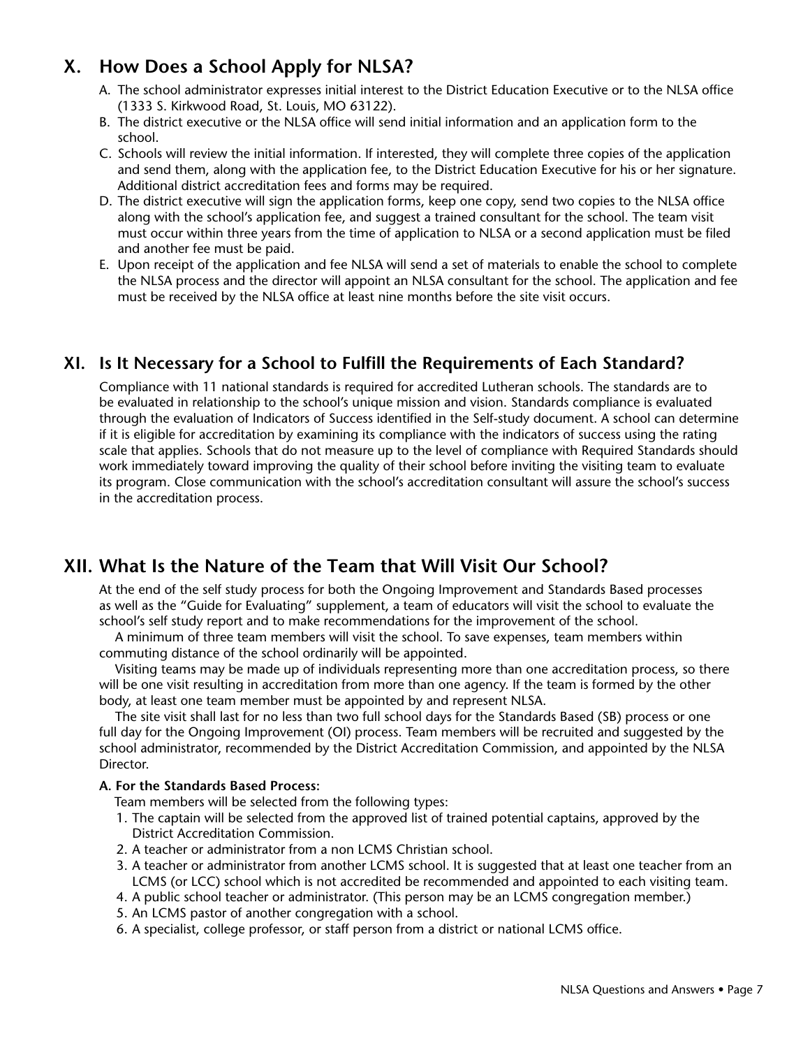## X. How Does a School Apply for NLSA?

A. The school administrator expresses initial interest to the District Education Executive or to the NLSA office (1333 S. Kirkwood Road, St. Louis, MO 63122).

B. The district executive or the NLSA office will send initial information and an application form to the school.

C. Schools will review the initial information. If interested, they will complete three copies of the application and send them, along with the application fee, to the District Education Executive for his or her signature. Additional district accreditation fees and forms may be required.

D. The district executive will sign the application forms, keep one copy, send two copies to the NLSA office along with the school's application fee, and suggest a trained consultant for the school. The team visit must occur within three years from the time of application to NLSA or a second application must be filed and another fee must be paid.

E. Upon receipt of the application and fee NLSA will send a set of materials to enable the school to complete the NLSA process and the director will appoint an NLSA consultant for the school. The application and fee must be received by the NLSA office at least nine months before the site visit occurs.

## XI. Is It Necessary for a School to Fulfill the Requirements of Each Standard?

Compliance with 11 national standards is required for accredited Lutheran schools. The standards are to be evaluated in relationship to the school's unique mission and vision. Standards compliance is evaluated through the evaluation of Indicators of Success identified in the Self-study document. A school can determine if it is eligible for accreditation by examining its compliance with the indicators of success using the rating scale that applies. Schools that do not measure up to the level of compliance with Required Standards should work immediately toward improving the quality of their school before inviting the visiting team to evaluate its program. Close communication with the school's accreditation consultant will assure the school's success in the accreditation process.

## XII. What Is the Nature of the Team that Will Visit Our School?

At the end of the self study process for both the Ongoing Improvement and Standards Based processes as well as the "Guide for Evaluating" supplement, a team of educators will visit the school to evaluate the school's self study report and to make recommendations for the improvement of the school.

A minimum of three team members will visit the school. To save expenses, team members within commuting distance of the school ordinarily will be appointed.

Visiting teams may be made up of individuals representing more than one accreditation process, so there will be one visit resulting in accreditation from more than one agency. If the team is formed by the other body, at least one team member must be appointed by and represent NLSA.

The site visit shall last for no less than two full school days for the Standards Based (SB) process or one full day for the Ongoing Improvement (OI) process. Team members will be recruited and suggested by the school administrator, recommended by the District Accreditation Commission, and appointed by the NLSA Director.

**A. For the Standards Based Process:**

Team members will be selected from the following types:

1. The captain will be selected from the approved list of trained potential captains, approved by the District Accreditation Commission.
2. A teacher or administrator from a non LCMS Christian school.
3. A teacher or administrator from another LCMS school. It is suggested that at least one teacher from an LCMS (or LCC) school which is not accredited be recommended and appointed to each visiting team.
4. A public school teacher or administrator. (This person may be an LCMS congregation member.)
5. An LCMS pastor of another congregation with a school.
6. A specialist, college professor, or staff person from a district or national LCMS office.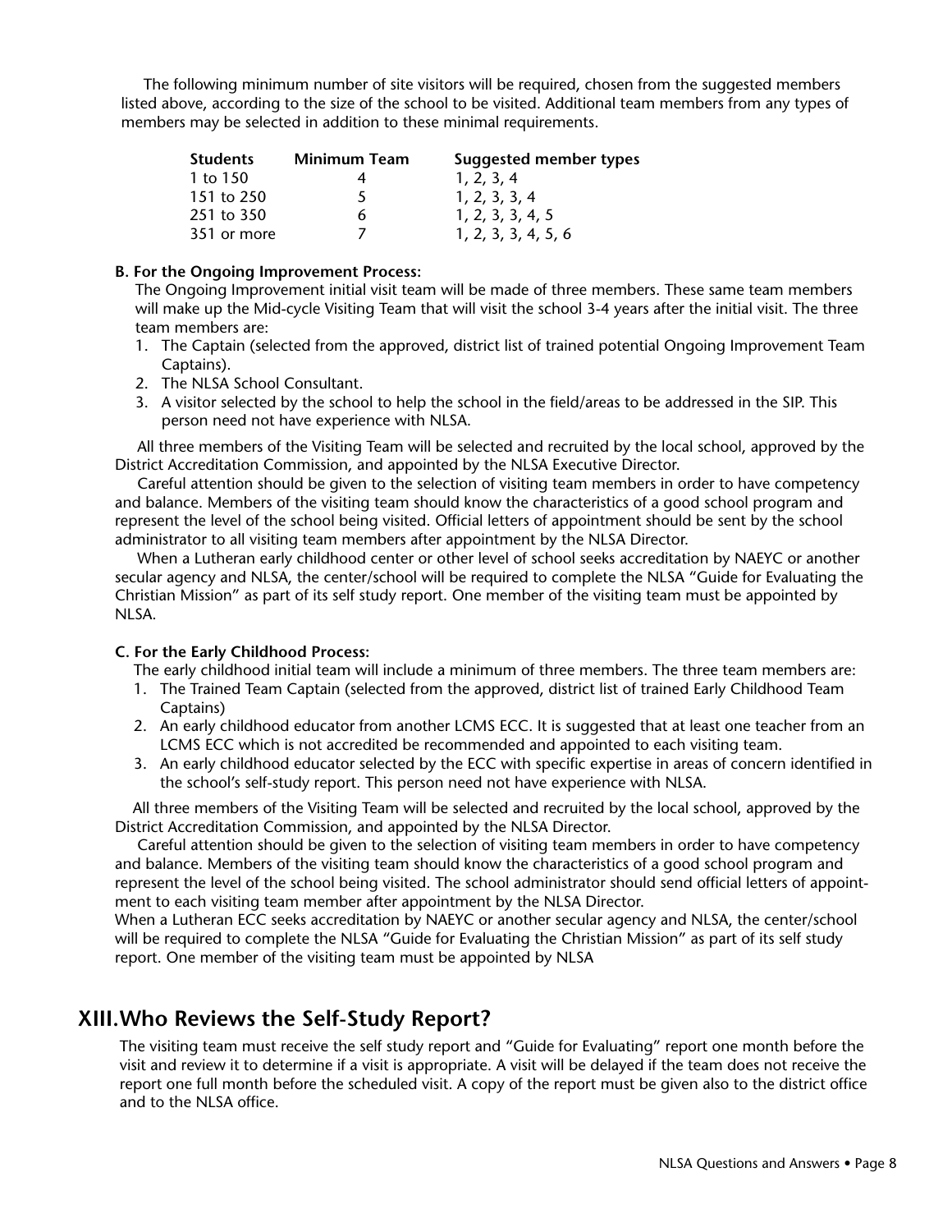The following minimum number of site visitors will be required, chosen from the suggested members listed above, according to the size of the school to be visited. Additional team members from any types of members may be selected in addition to these minimal requirements.

| Students | Minimum Team | Suggested member types |
|---|---|---|
| 1 to 150 | 4 | 1, 2, 3, 4 |
| 151 to 250 | 5 | 1, 2, 3, 3, 4 |
| 251 to 350 | 6 | 1, 2, 3, 3, 4, 5 |
| 351 or more | 7 | 1, 2, 3, 3, 4, 5, 6 |

**B. For the Ongoing Improvement Process:**

The Ongoing Improvement initial visit team will be made of three members. These same team members will make up the Mid-cycle Visiting Team that will visit the school 3-4 years after the initial visit. The three team members are:

1. The Captain (selected from the approved, district list of trained potential Ongoing Improvement Team Captains).
2. The NLSA School Consultant.
3. A visitor selected by the school to help the school in the field/areas to be addressed in the SIP. This person need not have experience with NLSA.

All three members of the Visiting Team will be selected and recruited by the local school, approved by the District Accreditation Commission, and appointed by the NLSA Executive Director.

Careful attention should be given to the selection of visiting team members in order to have competency and balance. Members of the visiting team should know the characteristics of a good school program and represent the level of the school being visited. Official letters of appointment should be sent by the school administrator to all visiting team members after appointment by the NLSA Director.

When a Lutheran early childhood center or other level of school seeks accreditation by NAEYC or another secular agency and NLSA, the center/school will be required to complete the NLSA "Guide for Evaluating the Christian Mission" as part of its self study report. One member of the visiting team must be appointed by NLSA.

**C. For the Early Childhood Process:**

The early childhood initial team will include a minimum of three members. The three team members are:

1. The Trained Team Captain (selected from the approved, district list of trained Early Childhood Team Captains)
2. An early childhood educator from another LCMS ECC. It is suggested that at least one teacher from an LCMS ECC which is not accredited be recommended and appointed to each visiting team.
3. An early childhood educator selected by the ECC with specific expertise in areas of concern identified in the school's self-study report. This person need not have experience with NLSA.

All three members of the Visiting Team will be selected and recruited by the local school, approved by the District Accreditation Commission, and appointed by the NLSA Director.

Careful attention should be given to the selection of visiting team members in order to have competency and balance. Members of the visiting team should know the characteristics of a good school program and represent the level of the school being visited. The school administrator should send official letters of appointment to each visiting team member after appointment by the NLSA Director.

When a Lutheran ECC seeks accreditation by NAEYC or another secular agency and NLSA, the center/school will be required to complete the NLSA "Guide for Evaluating the Christian Mission" as part of its self study report. One member of the visiting team must be appointed by NLSA

## XIII. Who Reviews the Self-Study Report?

The visiting team must receive the self study report and "Guide for Evaluating" report one month before the visit and review it to determine if a visit is appropriate. A visit will be delayed if the team does not receive the report one full month before the scheduled visit. A copy of the report must be given also to the district office and to the NLSA office.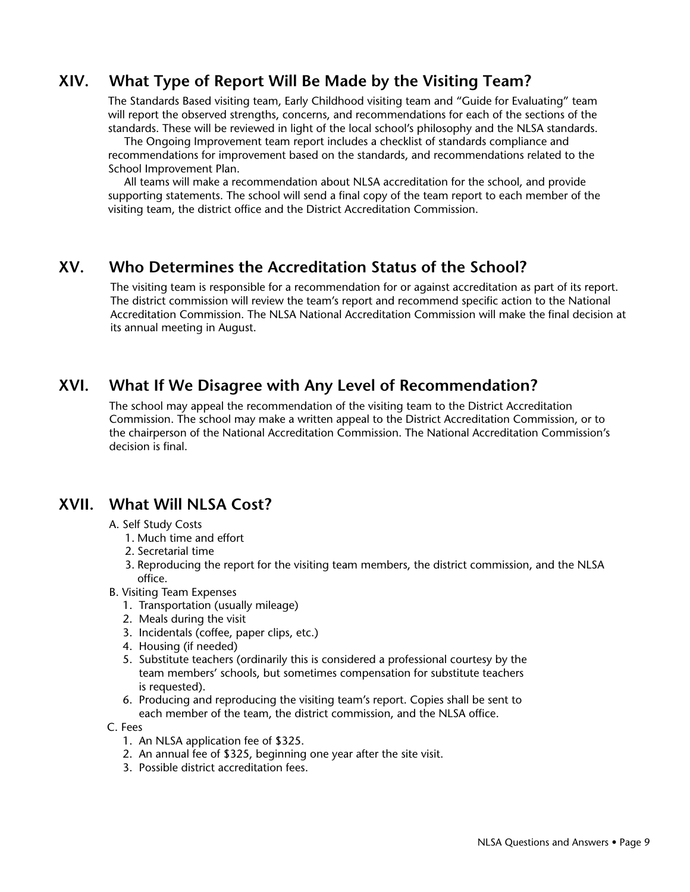## XIV. What Type of Report Will Be Made by the Visiting Team?

The Standards Based visiting team, Early Childhood visiting team and "Guide for Evaluating" team will report the observed strengths, concerns, and recommendations for each of the sections of the standards. These will be reviewed in light of the local school's philosophy and the NLSA standards.

The Ongoing Improvement team report includes a checklist of standards compliance and recommendations for improvement based on the standards, and recommendations related to the School Improvement Plan.

All teams will make a recommendation about NLSA accreditation for the school, and provide supporting statements. The school will send a final copy of the team report to each member of the visiting team, the district office and the District Accreditation Commission.

## XV. Who Determines the Accreditation Status of the School?

The visiting team is responsible for a recommendation for or against accreditation as part of its report. The district commission will review the team's report and recommend specific action to the National Accreditation Commission. The NLSA National Accreditation Commission will make the final decision at its annual meeting in August.

## XVI. What If We Disagree with Any Level of Recommendation?

The school may appeal the recommendation of the visiting team to the District Accreditation Commission. The school may make a written appeal to the District Accreditation Commission, or to the chairperson of the National Accreditation Commission. The National Accreditation Commission's decision is final.

## XVII. What Will NLSA Cost?

A. Self Study Costs
   1. Much time and effort
   2. Secretarial time
   3. Reproducing the report for the visiting team members, the district commission, and the NLSA office.

B. Visiting Team Expenses
   1. Transportation (usually mileage)
   2. Meals during the visit
   3. Incidentals (coffee, paper clips, etc.)
   4. Housing (if needed)
   5. Substitute teachers (ordinarily this is considered a professional courtesy by the team members' schools, but sometimes compensation for substitute teachers is requested).
   6. Producing and reproducing the visiting team's report. Copies shall be sent to each member of the team, the district commission, and the NLSA office.

C. Fees
   1. An NLSA application fee of $325.
   2. An annual fee of $325, beginning one year after the site visit.
   3. Possible district accreditation fees.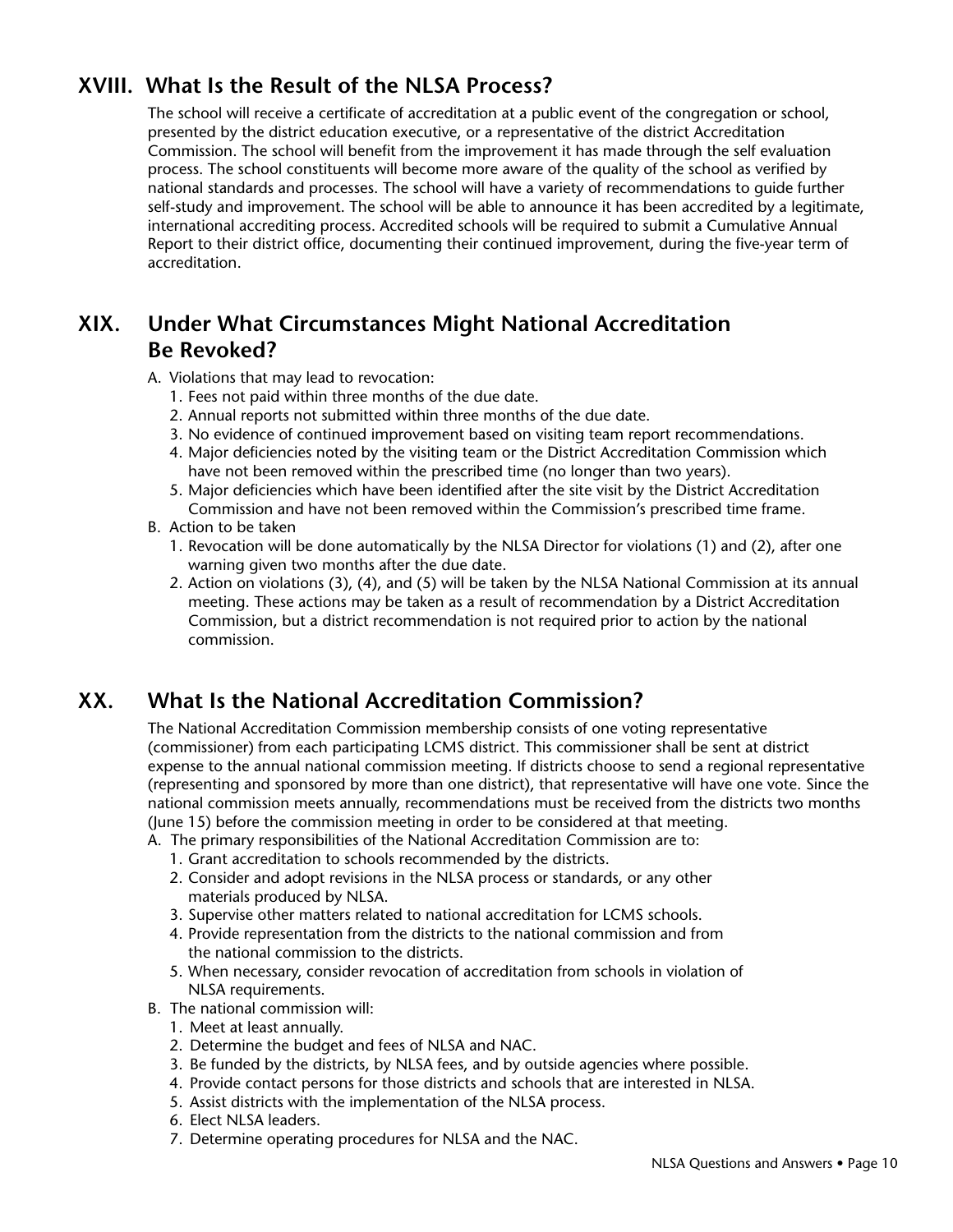## XVIII. What Is the Result of the NLSA Process?

The school will receive a certificate of accreditation at a public event of the congregation or school, presented by the district education executive, or a representative of the district Accreditation Commission. The school will benefit from the improvement it has made through the self evaluation process. The school constituents will become more aware of the quality of the school as verified by national standards and processes. The school will have a variety of recommendations to guide further self-study and improvement. The school will be able to announce it has been accredited by a legitimate, international accrediting process. Accredited schools will be required to submit a Cumulative Annual Report to their district office, documenting their continued improvement, during the five-year term of accreditation.

## XIX. Under What Circumstances Might National Accreditation Be Revoked?

A. Violations that may lead to revocation:
   1. Fees not paid within three months of the due date.
   2. Annual reports not submitted within three months of the due date.
   3. No evidence of continued improvement based on visiting team report recommendations.
   4. Major deficiencies noted by the visiting team or the District Accreditation Commission which have not been removed within the prescribed time (no longer than two years).
   5. Major deficiencies which have been identified after the site visit by the District Accreditation Commission and have not been removed within the Commission's prescribed time frame.

B. Action to be taken
   1. Revocation will be done automatically by the NLSA Director for violations (1) and (2), after one warning given two months after the due date.
   2. Action on violations (3), (4), and (5) will be taken by the NLSA National Commission at its annual meeting. These actions may be taken as a result of recommendation by a District Accreditation Commission, but a district recommendation is not required prior to action by the national commission.

## XX. What Is the National Accreditation Commission?

The National Accreditation Commission membership consists of one voting representative (commissioner) from each participating LCMS district. This commissioner shall be sent at district expense to the annual national commission meeting. If districts choose to send a regional representative (representing and sponsored by more than one district), that representative will have one vote. Since the national commission meets annually, recommendations must be received from the districts two months (June 15) before the commission meeting in order to be considered at that meeting.

A. The primary responsibilities of the National Accreditation Commission are to:
   1. Grant accreditation to schools recommended by the districts.
   2. Consider and adopt revisions in the NLSA process or standards, or any other materials produced by NLSA.
   3. Supervise other matters related to national accreditation for LCMS schools.
   4. Provide representation from the districts to the national commission and from the national commission to the districts.
   5. When necessary, consider revocation of accreditation from schools in violation of NLSA requirements.

B. The national commission will:
   1. Meet at least annually.
   2. Determine the budget and fees of NLSA and NAC.
   3. Be funded by the districts, by NLSA fees, and by outside agencies where possible.
   4. Provide contact persons for those districts and schools that are interested in NLSA.
   5. Assist districts with the implementation of the NLSA process.
   6. Elect NLSA leaders.
   7. Determine operating procedures for NLSA and the NAC.